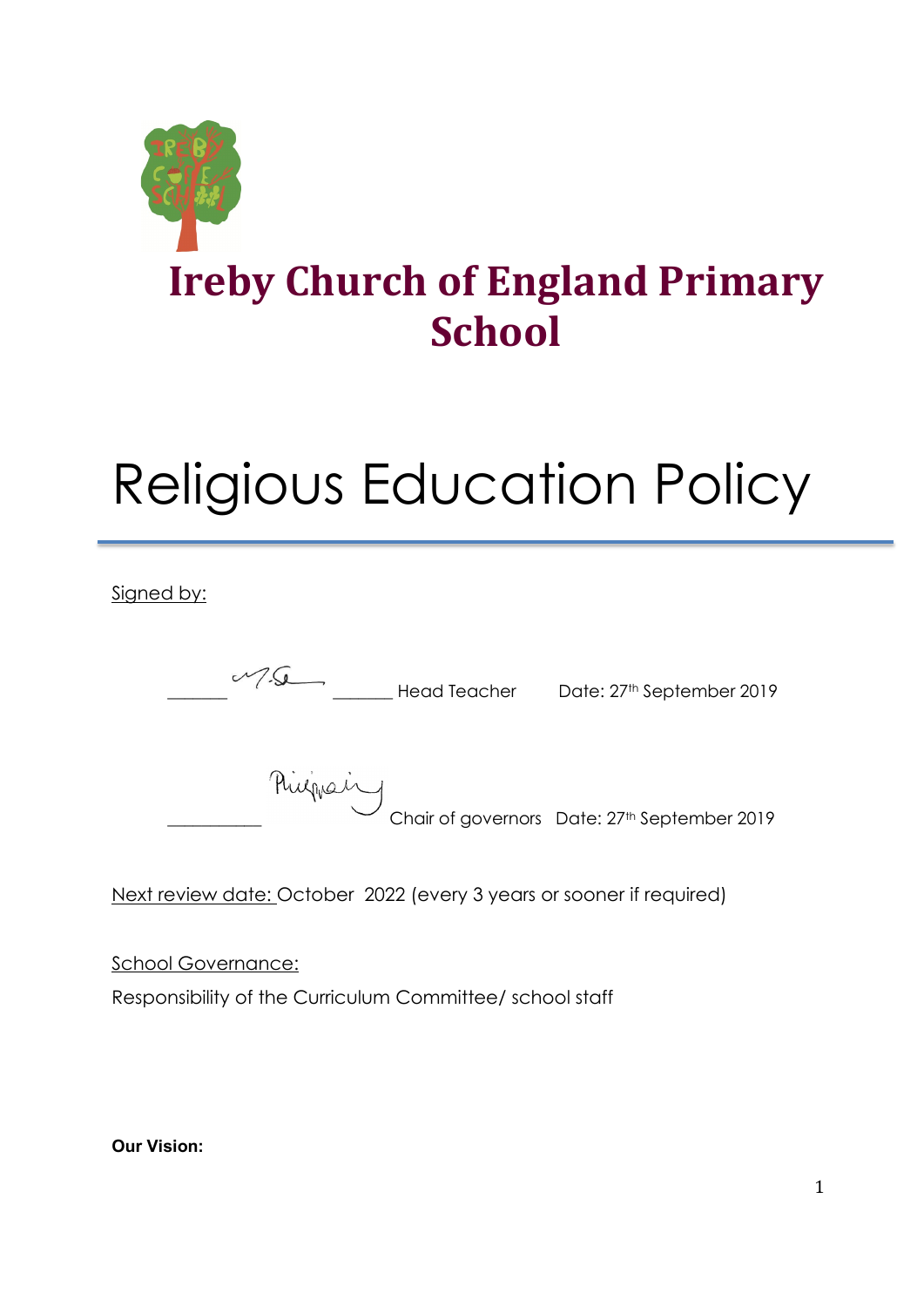# Ireby Church of England Primary School

# Religious Education Policy

Signed by:

_______ _______ Head Teacher Date: 27th September 2019

___________ Chair of governors Date: 27th September 2019

Next review date: October 2022 (every 3 years or sooner if required)

School Governance:

Responsibility of the Curriculum Committee/ school staff

**Our Vision:**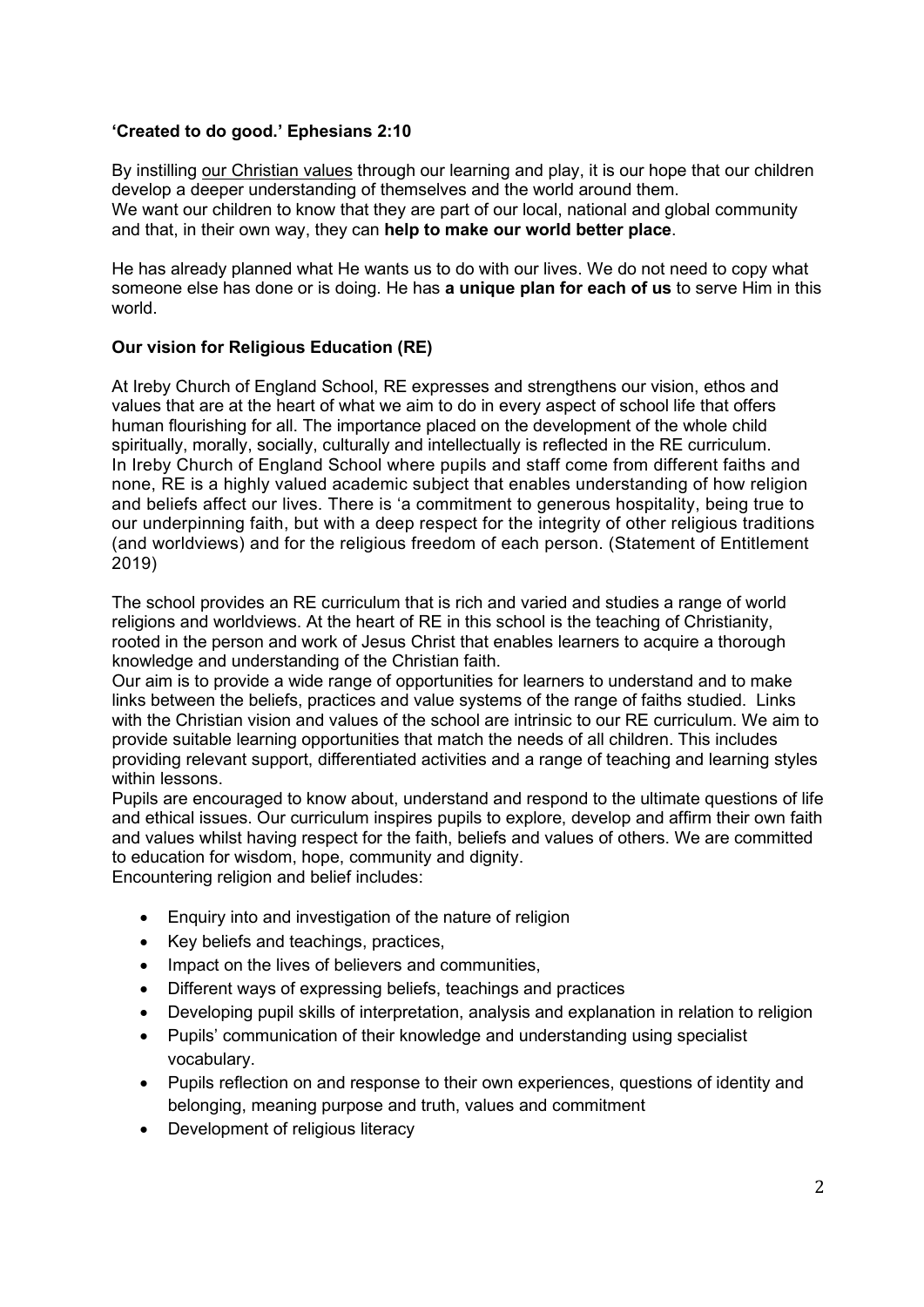**'Created to do good.' Ephesians 2:10**

By instilling our Christian values through our learning and play, it is our hope that our children develop a deeper understanding of themselves and the world around them.
We want our children to know that they are part of our local, national and global community and that, in their own way, they can **help to make our world better place**.

He has already planned what He wants us to do with our lives. We do not need to copy what someone else has done or is doing. He has **a unique plan for each of us** to serve Him in this world.

**Our vision for Religious Education (RE)**

At Ireby Church of England School, RE expresses and strengthens our vision, ethos and values that are at the heart of what we aim to do in every aspect of school life that offers human flourishing for all. The importance placed on the development of the whole child spiritually, morally, socially, culturally and intellectually is reflected in the RE curriculum.
In Ireby Church of England School where pupils and staff come from different faiths and none, RE is a highly valued academic subject that enables understanding of how religion and beliefs affect our lives. There is 'a commitment to generous hospitality, being true to our underpinning faith, but with a deep respect for the integrity of other religious traditions (and worldviews) and for the religious freedom of each person. (Statement of Entitlement 2019)

The school provides an RE curriculum that is rich and varied and studies a range of world religions and worldviews. At the heart of RE in this school is the teaching of Christianity, rooted in the person and work of Jesus Christ that enables learners to acquire a thorough knowledge and understanding of the Christian faith.
Our aim is to provide a wide range of opportunities for learners to understand and to make links between the beliefs, practices and value systems of the range of faiths studied. Links with the Christian vision and values of the school are intrinsic to our RE curriculum. We aim to provide suitable learning opportunities that match the needs of all children. This includes providing relevant support, differentiated activities and a range of teaching and learning styles within lessons.
Pupils are encouraged to know about, understand and respond to the ultimate questions of life and ethical issues. Our curriculum inspires pupils to explore, develop and affirm their own faith and values whilst having respect for the faith, beliefs and values of others. We are committed to education for wisdom, hope, community and dignity.
Encountering religion and belief includes:

- Enquiry into and investigation of the nature of religion
- Key beliefs and teachings, practices,
- Impact on the lives of believers and communities,
- Different ways of expressing beliefs, teachings and practices
- Developing pupil skills of interpretation, analysis and explanation in relation to religion
- Pupils' communication of their knowledge and understanding using specialist vocabulary.
- Pupils reflection on and response to their own experiences, questions of identity and belonging, meaning purpose and truth, values and commitment
- Development of religious literacy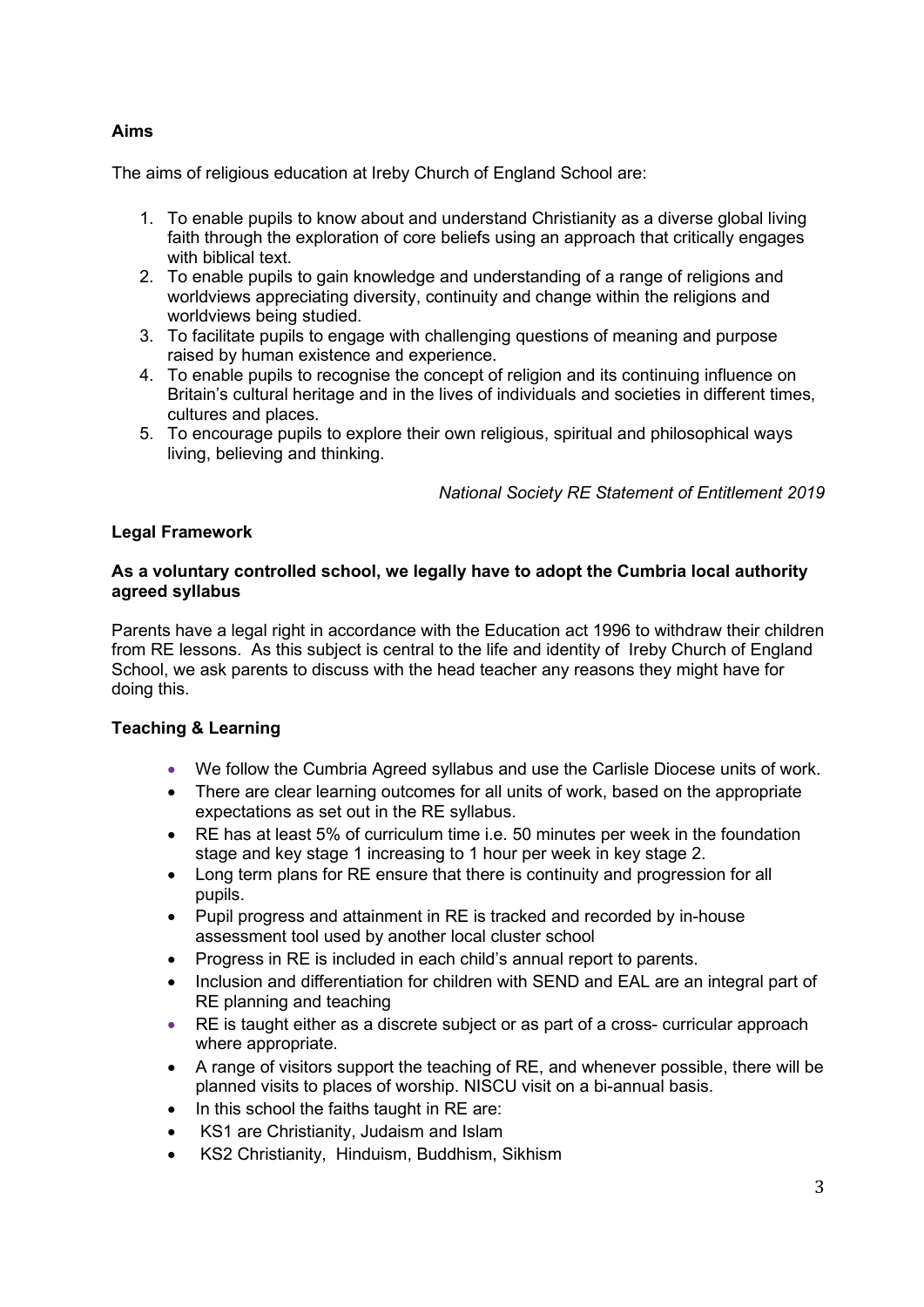## Aims

The aims of religious education at Ireby Church of England School are:

1. To enable pupils to know about and understand Christianity as a diverse global living faith through the exploration of core beliefs using an approach that critically engages with biblical text.
2. To enable pupils to gain knowledge and understanding of a range of religions and worldviews appreciating diversity, continuity and change within the religions and worldviews being studied.
3. To facilitate pupils to engage with challenging questions of meaning and purpose raised by human existence and experience.
4. To enable pupils to recognise the concept of religion and its continuing influence on Britain's cultural heritage and in the lives of individuals and societies in different times, cultures and places.
5. To encourage pupils to explore their own religious, spiritual and philosophical ways living, believing and thinking.

*National Society RE Statement of Entitlement 2019*

## Legal Framework

**As a voluntary controlled school, we legally have to adopt the Cumbria local authority agreed syllabus**

Parents have a legal right in accordance with the Education act 1996 to withdraw their children from RE lessons. As this subject is central to the life and identity of Ireby Church of England School, we ask parents to discuss with the head teacher any reasons they might have for doing this.

## Teaching & Learning

- We follow the Cumbria Agreed syllabus and use the Carlisle Diocese units of work.
- There are clear learning outcomes for all units of work, based on the appropriate expectations as set out in the RE syllabus.
- RE has at least 5% of curriculum time i.e. 50 minutes per week in the foundation stage and key stage 1 increasing to 1 hour per week in key stage 2.
- Long term plans for RE ensure that there is continuity and progression for all pupils.
- Pupil progress and attainment in RE is tracked and recorded by in-house assessment tool used by another local cluster school
- Progress in RE is included in each child's annual report to parents.
- Inclusion and differentiation for children with SEND and EAL are an integral part of RE planning and teaching
- RE is taught either as a discrete subject or as part of a cross- curricular approach where appropriate.
- A range of visitors support the teaching of RE, and whenever possible, there will be planned visits to places of worship. NISCU visit on a bi-annual basis.
- In this school the faiths taught in RE are:
- KS1 are Christianity, Judaism and Islam
- KS2 Christianity, Hinduism, Buddhism, Sikhism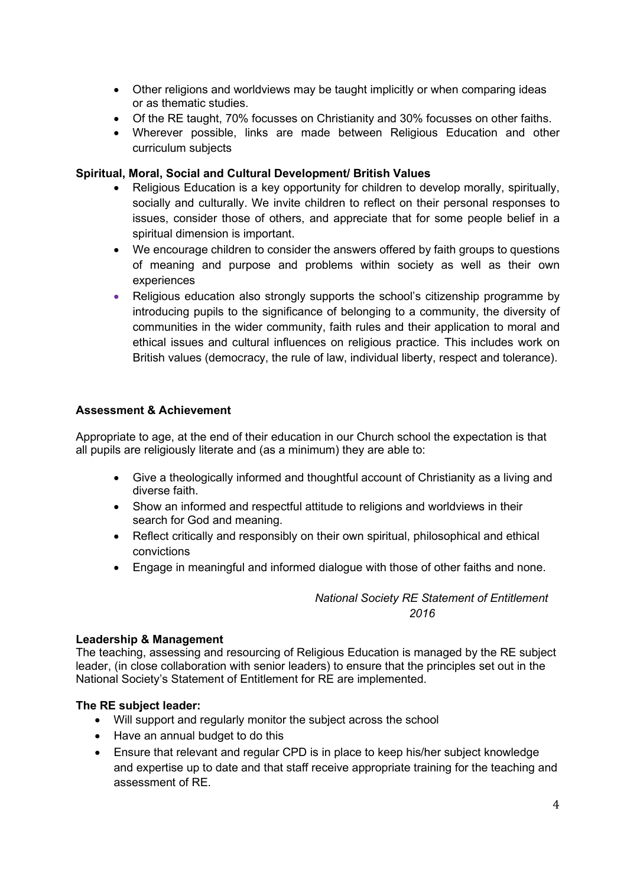- Other religions and worldviews may be taught implicitly or when comparing ideas or as thematic studies.
- Of the RE taught, 70% focusses on Christianity and 30% focusses on other faiths.
- Wherever possible, links are made between Religious Education and other curriculum subjects

**Spiritual, Moral, Social and Cultural Development/ British Values**

- Religious Education is a key opportunity for children to develop morally, spiritually, socially and culturally. We invite children to reflect on their personal responses to issues, consider those of others, and appreciate that for some people belief in a spiritual dimension is important.
- We encourage children to consider the answers offered by faith groups to questions of meaning and purpose and problems within society as well as their own experiences
- Religious education also strongly supports the school's citizenship programme by introducing pupils to the significance of belonging to a community, the diversity of communities in the wider community, faith rules and their application to moral and ethical issues and cultural influences on religious practice. This includes work on British values (democracy, the rule of law, individual liberty, respect and tolerance).

**Assessment & Achievement**

Appropriate to age, at the end of their education in our Church school the expectation is that all pupils are religiously literate and (as a minimum) they are able to:

- Give a theologically informed and thoughtful account of Christianity as a living and diverse faith.
- Show an informed and respectful attitude to religions and worldviews in their search for God and meaning.
- Reflect critically and responsibly on their own spiritual, philosophical and ethical convictions
- Engage in meaningful and informed dialogue with those of other faiths and none.

*National Society RE Statement of Entitlement 2016*

**Leadership & Management**

The teaching, assessing and resourcing of Religious Education is managed by the RE subject leader, (in close collaboration with senior leaders) to ensure that the principles set out in the National Society's Statement of Entitlement for RE are implemented.

**The RE subject leader:**

- Will support and regularly monitor the subject across the school
- Have an annual budget to do this
- Ensure that relevant and regular CPD is in place to keep his/her subject knowledge and expertise up to date and that staff receive appropriate training for the teaching and assessment of RE.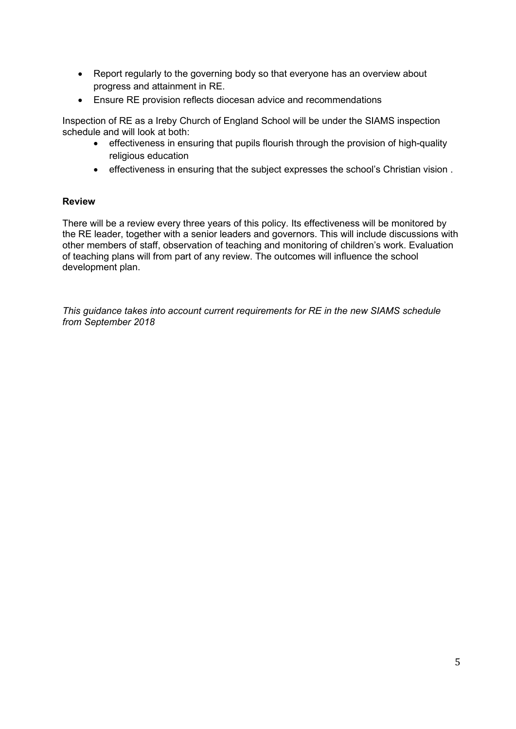- Report regularly to the governing body so that everyone has an overview about progress and attainment in RE.
- Ensure RE provision reflects diocesan advice and recommendations

Inspection of RE as a Ireby Church of England School will be under the SIAMS inspection schedule and will look at both:

- effectiveness in ensuring that pupils flourish through the provision of high-quality religious education
- effectiveness in ensuring that the subject expresses the school's Christian vision .

**Review**

There will be a review every three years of this policy. Its effectiveness will be monitored by the RE leader, together with a senior leaders and governors. This will include discussions with other members of staff, observation of teaching and monitoring of children's work. Evaluation of teaching plans will from part of any review. The outcomes will influence the school development plan.

*This guidance takes into account current requirements for RE in the new SIAMS schedule from September 2018*